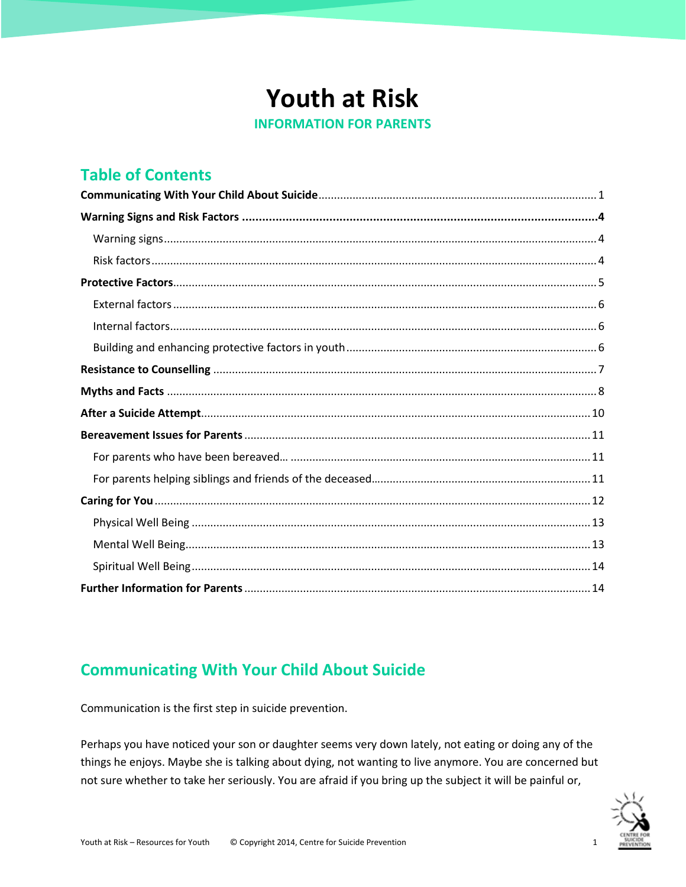# Youth at Risk

**INFORMATION FOR PARENTS**

## Table of Contents

- **Communicating With Your Child About Suicide** ........ 1
- **Warning Signs and Risk Factors** ........ 4
  - Warning signs ........ 4
  - Risk factors ........ 4
- **Protective Factors** ........ 5
  - External factors ........ 6
  - Internal factors ........ 6
  - Building and enhancing protective factors in youth ........ 6
- **Resistance to Counselling** ........ 7
- **Myths and Facts** ........ 8
- **After a Suicide Attempt** ........ 10
- **Bereavement Issues for Parents** ........ 11
  - For parents who have been bereaved… ........ 11
  - For parents helping siblings and friends of the deceased ........ 11
- **Caring for You** ........ 12
  - Physical Well Being ........ 13
  - Mental Well Being ........ 13
  - Spiritual Well Being ........ 14
- **Further Information for Parents** ........ 14

## Communicating With Your Child About Suicide

Communication is the first step in suicide prevention.

Perhaps you have noticed your son or daughter seems very down lately, not eating or doing any of the things he enjoys. Maybe she is talking about dying, not wanting to live anymore. You are concerned but not sure whether to take her seriously. You are afraid if you bring up the subject it will be painful or,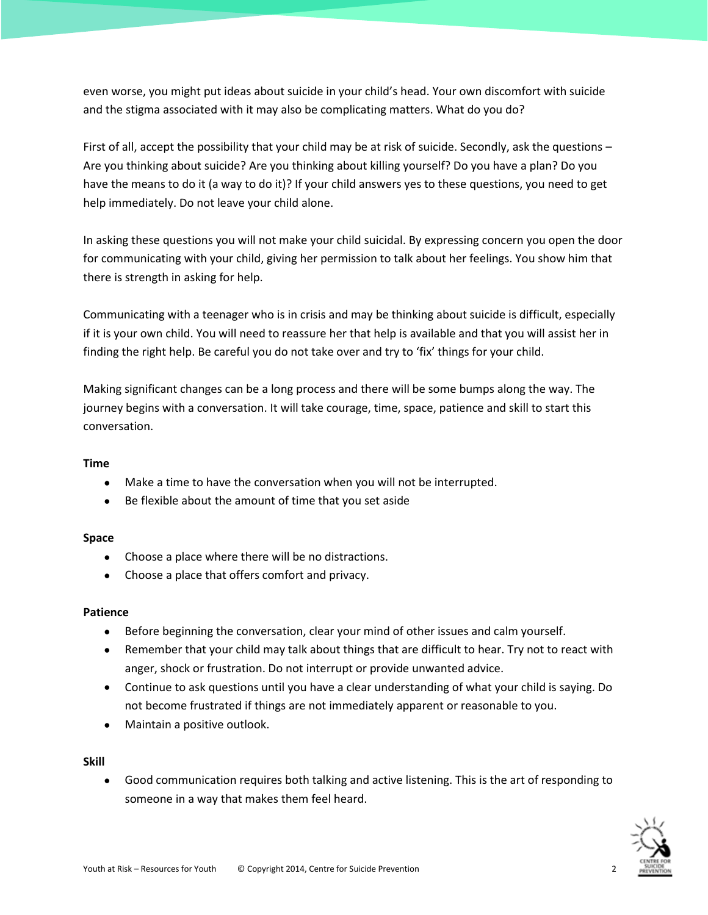even worse, you might put ideas about suicide in your child's head. Your own discomfort with suicide and the stigma associated with it may also be complicating matters. What do you do?

First of all, accept the possibility that your child may be at risk of suicide. Secondly, ask the questions – Are you thinking about suicide? Are you thinking about killing yourself? Do you have a plan? Do you have the means to do it (a way to do it)? If your child answers yes to these questions, you need to get help immediately. Do not leave your child alone.

In asking these questions you will not make your child suicidal. By expressing concern you open the door for communicating with your child, giving her permission to talk about her feelings. You show him that there is strength in asking for help.

Communicating with a teenager who is in crisis and may be thinking about suicide is difficult, especially if it is your own child. You will need to reassure her that help is available and that you will assist her in finding the right help. Be careful you do not take over and try to 'fix' things for your child.

Making significant changes can be a long process and there will be some bumps along the way. The journey begins with a conversation. It will take courage, time, space, patience and skill to start this conversation.

**Time**

- Make a time to have the conversation when you will not be interrupted.
- Be flexible about the amount of time that you set aside

**Space**

- Choose a place where there will be no distractions.
- Choose a place that offers comfort and privacy.

**Patience**

- Before beginning the conversation, clear your mind of other issues and calm yourself.
- Remember that your child may talk about things that are difficult to hear. Try not to react with anger, shock or frustration. Do not interrupt or provide unwanted advice.
- Continue to ask questions until you have a clear understanding of what your child is saying. Do not become frustrated if things are not immediately apparent or reasonable to you.
- Maintain a positive outlook.

**Skill**

- Good communication requires both talking and active listening. This is the art of responding to someone in a way that makes them feel heard.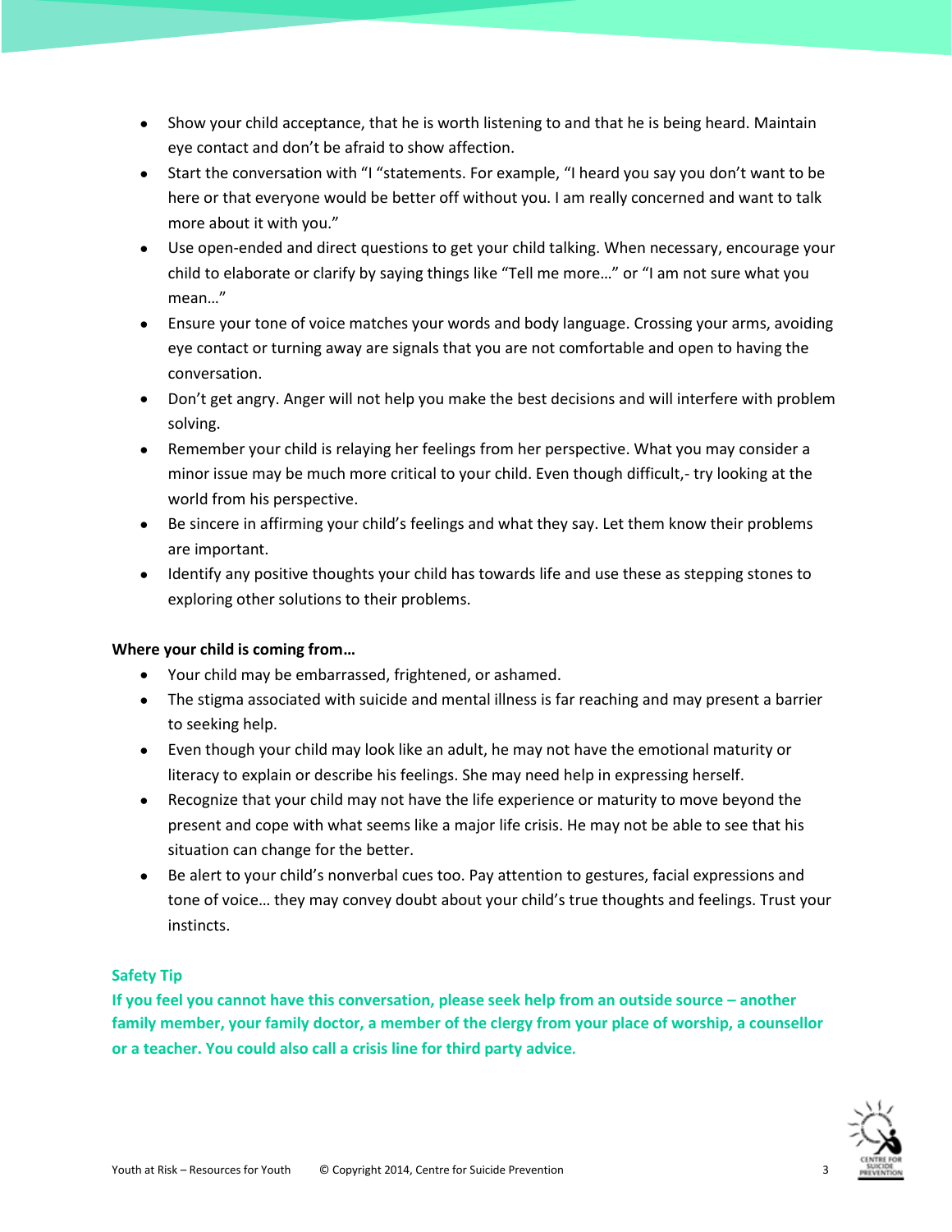- Show your child acceptance, that he is worth listening to and that he is being heard. Maintain eye contact and don't be afraid to show affection.
- Start the conversation with "I "statements. For example, "I heard you say you don't want to be here or that everyone would be better off without you. I am really concerned and want to talk more about it with you."
- Use open-ended and direct questions to get your child talking. When necessary, encourage your child to elaborate or clarify by saying things like "Tell me more…" or "I am not sure what you mean…"
- Ensure your tone of voice matches your words and body language. Crossing your arms, avoiding eye contact or turning away are signals that you are not comfortable and open to having the conversation.
- Don't get angry. Anger will not help you make the best decisions and will interfere with problem solving.
- Remember your child is relaying her feelings from her perspective. What you may consider a minor issue may be much more critical to your child. Even though difficult,- try looking at the world from his perspective.
- Be sincere in affirming your child's feelings and what they say. Let them know their problems are important.
- Identify any positive thoughts your child has towards life and use these as stepping stones to exploring other solutions to their problems.

**Where your child is coming from…**

- Your child may be embarrassed, frightened, or ashamed.
- The stigma associated with suicide and mental illness is far reaching and may present a barrier to seeking help.
- Even though your child may look like an adult, he may not have the emotional maturity or literacy to explain or describe his feelings. She may need help in expressing herself.
- Recognize that your child may not have the life experience or maturity to move beyond the present and cope with what seems like a major life crisis. He may not be able to see that his situation can change for the better.
- Be alert to your child's nonverbal cues too. Pay attention to gestures, facial expressions and tone of voice… they may convey doubt about your child's true thoughts and feelings. Trust your instincts.

**Safety Tip**

**If you feel you cannot have this conversation, please seek help from an outside source – another family member, your family doctor, a member of the clergy from your place of worship, a counsellor or a teacher. You could also call a crisis line for third party advice.**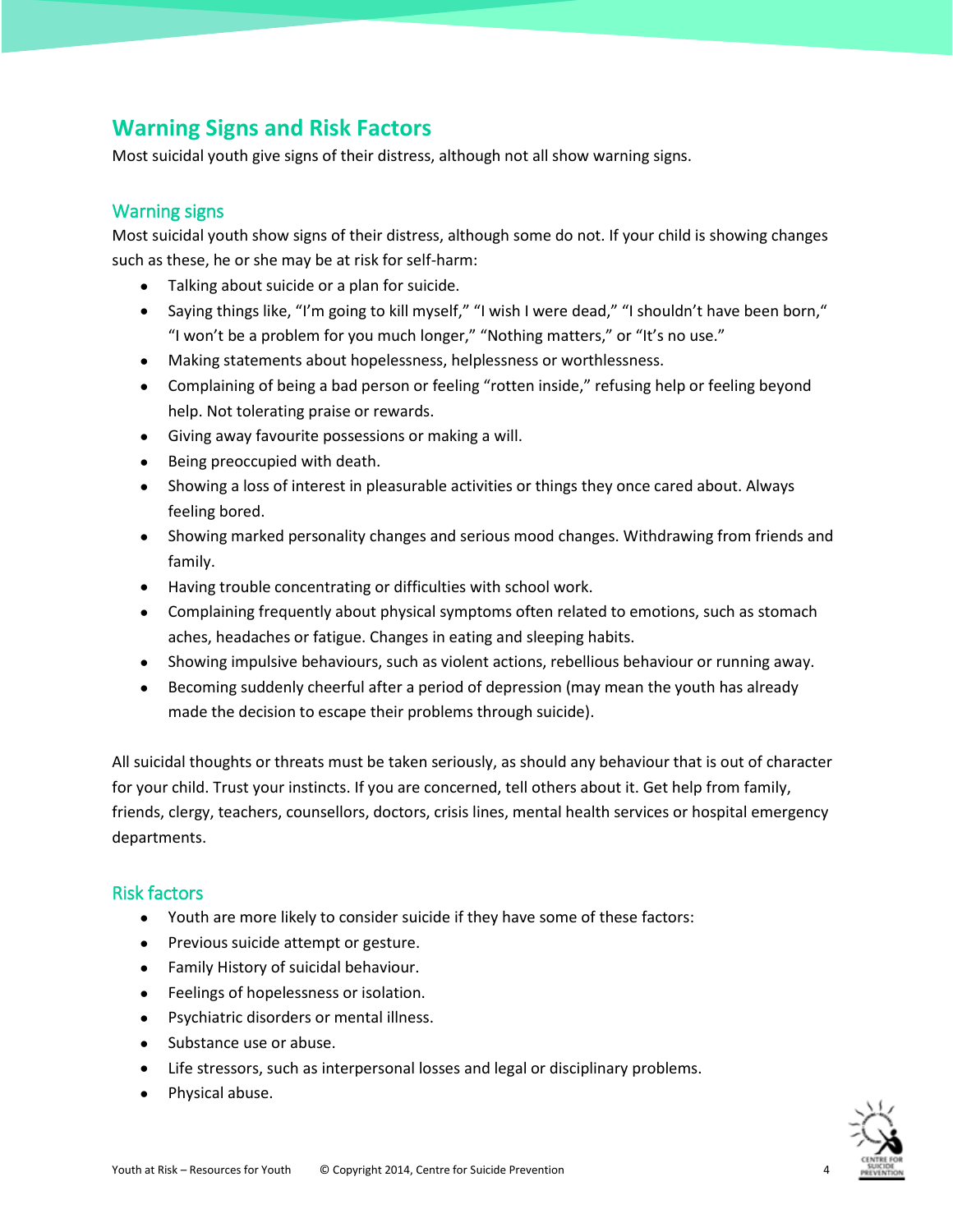## Warning Signs and Risk Factors

Most suicidal youth give signs of their distress, although not all show warning signs.

### Warning signs

Most suicidal youth show signs of their distress, although some do not. If your child is showing changes such as these, he or she may be at risk for self-harm:

- Talking about suicide or a plan for suicide.
- Saying things like, "I'm going to kill myself," "I wish I were dead," "I shouldn't have been born," "I won't be a problem for you much longer," "Nothing matters," or "It's no use."
- Making statements about hopelessness, helplessness or worthlessness.
- Complaining of being a bad person or feeling "rotten inside," refusing help or feeling beyond help. Not tolerating praise or rewards.
- Giving away favourite possessions or making a will.
- Being preoccupied with death.
- Showing a loss of interest in pleasurable activities or things they once cared about. Always feeling bored.
- Showing marked personality changes and serious mood changes. Withdrawing from friends and family.
- Having trouble concentrating or difficulties with school work.
- Complaining frequently about physical symptoms often related to emotions, such as stomach aches, headaches or fatigue. Changes in eating and sleeping habits.
- Showing impulsive behaviours, such as violent actions, rebellious behaviour or running away.
- Becoming suddenly cheerful after a period of depression (may mean the youth has already made the decision to escape their problems through suicide).

All suicidal thoughts or threats must be taken seriously, as should any behaviour that is out of character for your child. Trust your instincts. If you are concerned, tell others about it. Get help from family, friends, clergy, teachers, counsellors, doctors, crisis lines, mental health services or hospital emergency departments.

### Risk factors

- Youth are more likely to consider suicide if they have some of these factors:
- Previous suicide attempt or gesture.
- Family History of suicidal behaviour.
- Feelings of hopelessness or isolation.
- Psychiatric disorders or mental illness.
- Substance use or abuse.
- Life stressors, such as interpersonal losses and legal or disciplinary problems.
- Physical abuse.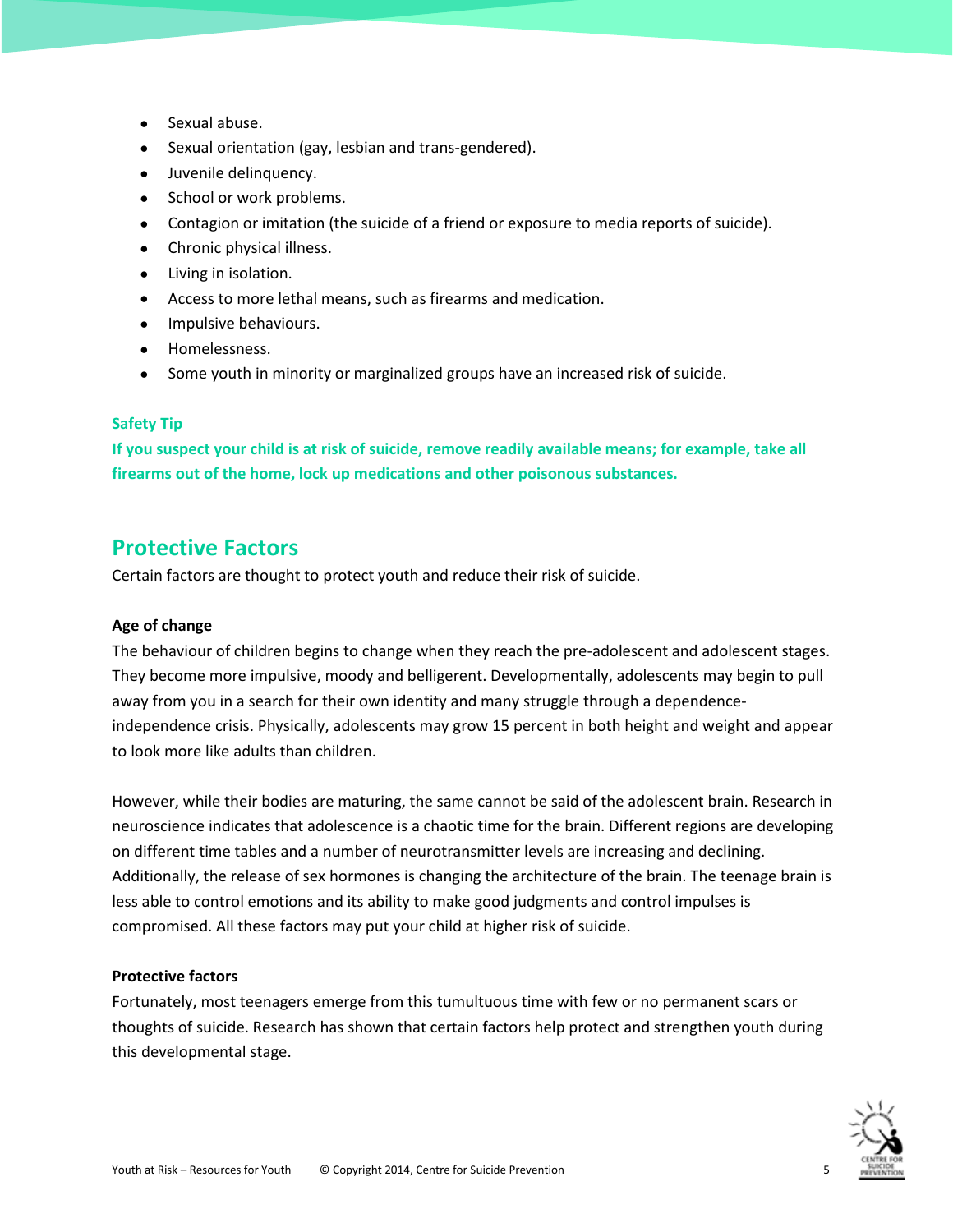- Sexual abuse.
- Sexual orientation (gay, lesbian and trans-gendered).
- Juvenile delinquency.
- School or work problems.
- Contagion or imitation (the suicide of a friend or exposure to media reports of suicide).
- Chronic physical illness.
- Living in isolation.
- Access to more lethal means, such as firearms and medication.
- Impulsive behaviours.
- Homelessness.
- Some youth in minority or marginalized groups have an increased risk of suicide.

**Safety Tip**

**If you suspect your child is at risk of suicide, remove readily available means; for example, take all firearms out of the home, lock up medications and other poisonous substances.**

## Protective Factors

Certain factors are thought to protect youth and reduce their risk of suicide.

**Age of change**

The behaviour of children begins to change when they reach the pre-adolescent and adolescent stages. They become more impulsive, moody and belligerent. Developmentally, adolescents may begin to pull away from you in a search for their own identity and many struggle through a dependence-independence crisis. Physically, adolescents may grow 15 percent in both height and weight and appear to look more like adults than children.

However, while their bodies are maturing, the same cannot be said of the adolescent brain. Research in neuroscience indicates that adolescence is a chaotic time for the brain. Different regions are developing on different time tables and a number of neurotransmitter levels are increasing and declining. Additionally, the release of sex hormones is changing the architecture of the brain. The teenage brain is less able to control emotions and its ability to make good judgments and control impulses is compromised. All these factors may put your child at higher risk of suicide.

**Protective factors**

Fortunately, most teenagers emerge from this tumultuous time with few or no permanent scars or thoughts of suicide. Research has shown that certain factors help protect and strengthen youth during this developmental stage.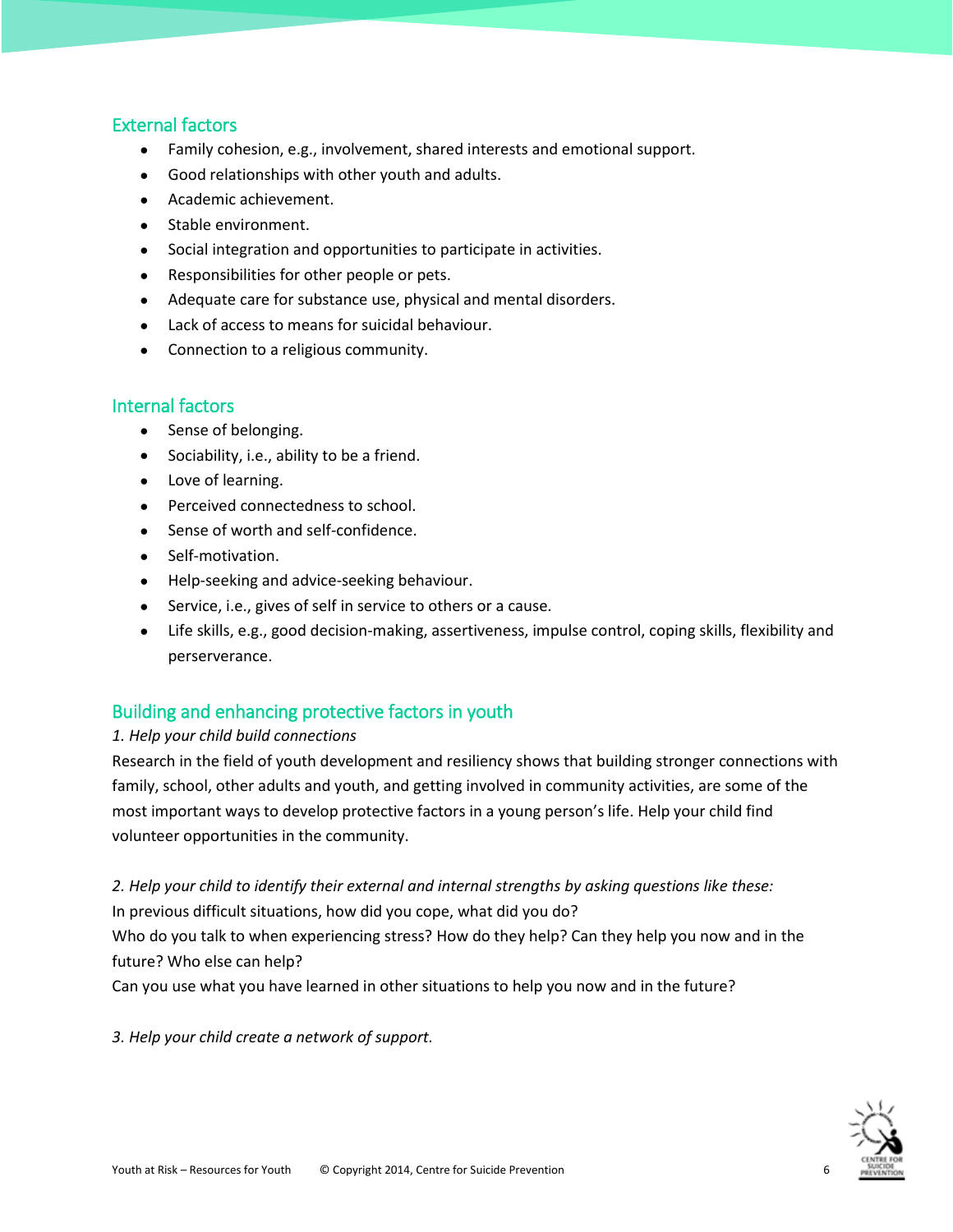## External factors

- Family cohesion, e.g., involvement, shared interests and emotional support.
- Good relationships with other youth and adults.
- Academic achievement.
- Stable environment.
- Social integration and opportunities to participate in activities.
- Responsibilities for other people or pets.
- Adequate care for substance use, physical and mental disorders.
- Lack of access to means for suicidal behaviour.
- Connection to a religious community.

## Internal factors

- Sense of belonging.
- Sociability, i.e., ability to be a friend.
- Love of learning.
- Perceived connectedness to school.
- Sense of worth and self-confidence.
- Self-motivation.
- Help-seeking and advice-seeking behaviour.
- Service, i.e., gives of self in service to others or a cause.
- Life skills, e.g., good decision-making, assertiveness, impulse control, coping skills, flexibility and perserverance.

## Building and enhancing protective factors in youth

*1. Help your child build connections*

Research in the field of youth development and resiliency shows that building stronger connections with family, school, other adults and youth, and getting involved in community activities, are some of the most important ways to develop protective factors in a young person's life. Help your child find volunteer opportunities in the community.

*2. Help your child to identify their external and internal strengths by asking questions like these:*

In previous difficult situations, how did you cope, what did you do?

Who do you talk to when experiencing stress? How do they help? Can they help you now and in the future? Who else can help?

Can you use what you have learned in other situations to help you now and in the future?

*3. Help your child create a network of support.*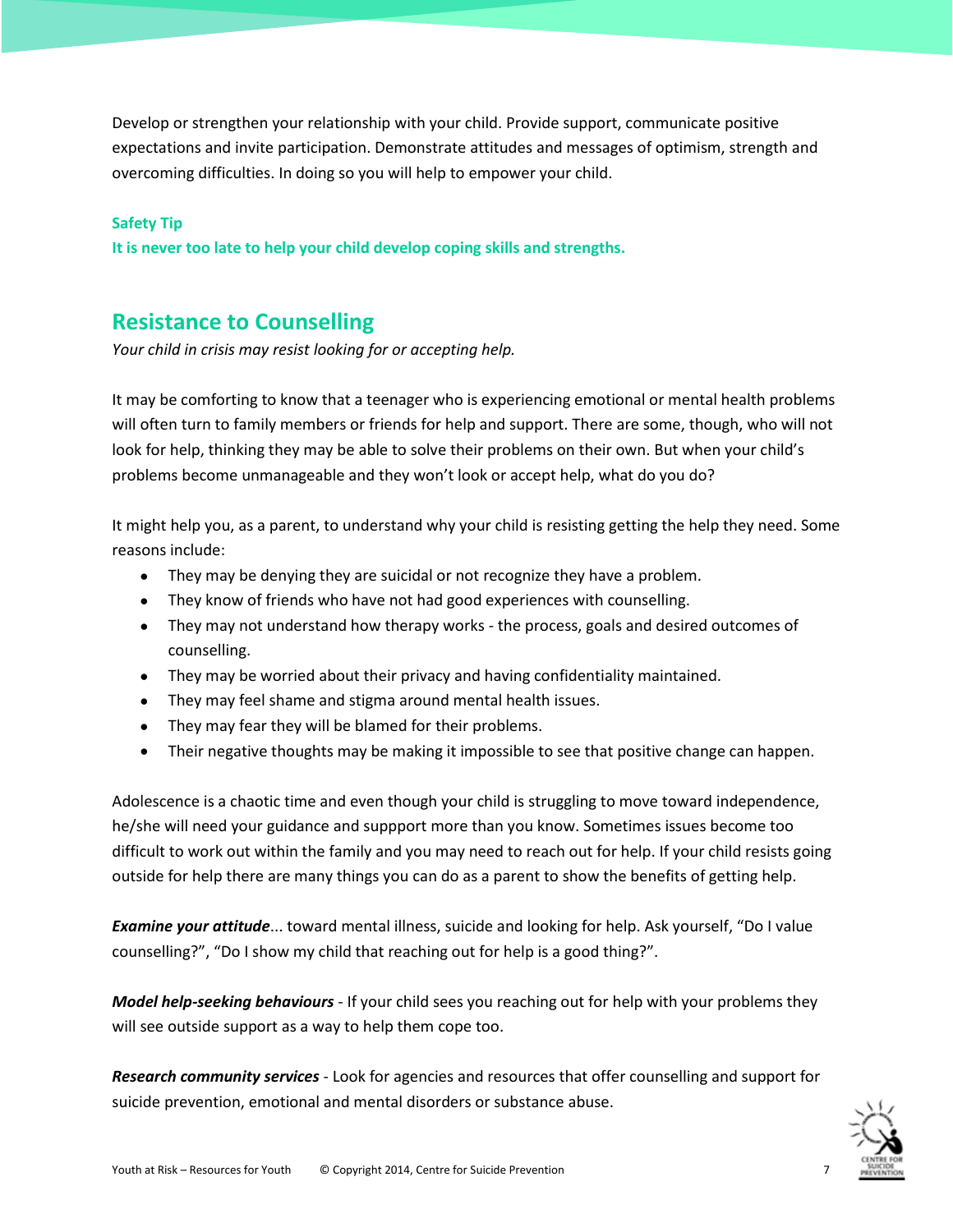Develop or strengthen your relationship with your child. Provide support, communicate positive expectations and invite participation. Demonstrate attitudes and messages of optimism, strength and overcoming difficulties. In doing so you will help to empower your child.

**Safety Tip**
**It is never too late to help your child develop coping skills and strengths.**

## Resistance to Counselling

*Your child in crisis may resist looking for or accepting help.*

It may be comforting to know that a teenager who is experiencing emotional or mental health problems will often turn to family members or friends for help and support. There are some, though, who will not look for help, thinking they may be able to solve their problems on their own. But when your child's problems become unmanageable and they won't look or accept help, what do you do?

It might help you, as a parent, to understand why your child is resisting getting the help they need. Some reasons include:

- They may be denying they are suicidal or not recognize they have a problem.
- They know of friends who have not had good experiences with counselling.
- They may not understand how therapy works - the process, goals and desired outcomes of counselling.
- They may be worried about their privacy and having confidentiality maintained.
- They may feel shame and stigma around mental health issues.
- They may fear they will be blamed for their problems.
- Their negative thoughts may be making it impossible to see that positive change can happen.

Adolescence is a chaotic time and even though your child is struggling to move toward independence, he/she will need your guidance and suppport more than you know. Sometimes issues become too difficult to work out within the family and you may need to reach out for help. If your child resists going outside for help there are many things you can do as a parent to show the benefits of getting help.

***Examine your attitude***... toward mental illness, suicide and looking for help. Ask yourself, "Do I value counselling?", "Do I show my child that reaching out for help is a good thing?".

***Model help-seeking behaviours*** - If your child sees you reaching out for help with your problems they will see outside support as a way to help them cope too.

***Research community services*** - Look for agencies and resources that offer counselling and support for suicide prevention, emotional and mental disorders or substance abuse.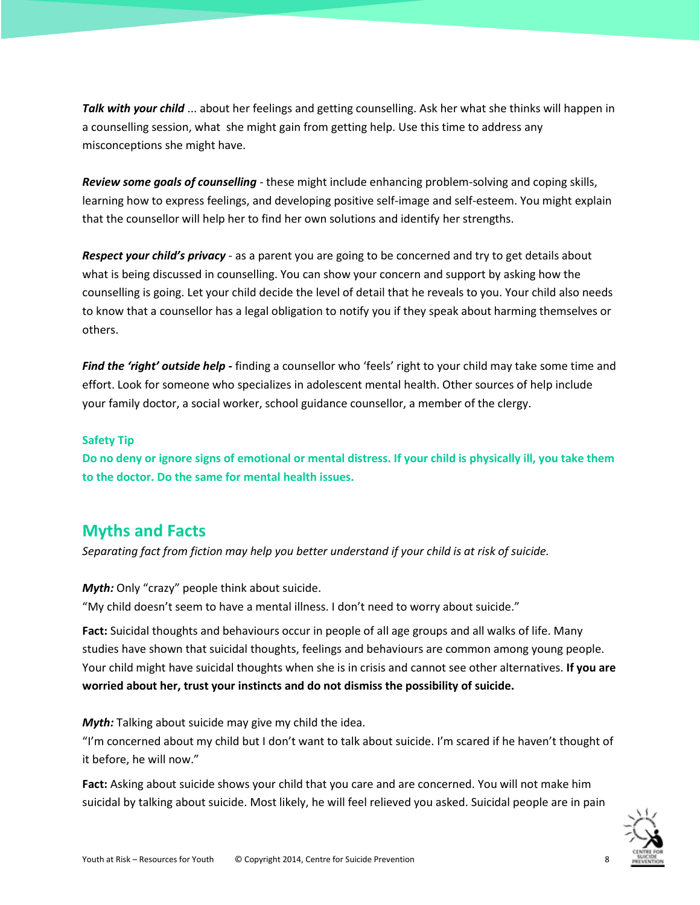***Talk with your child*** ... about her feelings and getting counselling. Ask her what she thinks will happen in a counselling session, what she might gain from getting help. Use this time to address any misconceptions she might have.

***Review some goals of counselling*** - these might include enhancing problem-solving and coping skills, learning how to express feelings, and developing positive self-image and self-esteem. You might explain that the counsellor will help her to find her own solutions and identify her strengths.

***Respect your child's privacy*** - as a parent you are going to be concerned and try to get details about what is being discussed in counselling. You can show your concern and support by asking how the counselling is going. Let your child decide the level of detail that he reveals to you. Your child also needs to know that a counsellor has a legal obligation to notify you if they speak about harming themselves or others.

***Find the 'right' outside help -*** finding a counsellor who 'feels' right to your child may take some time and effort. Look for someone who specializes in adolescent mental health. Other sources of help include your family doctor, a social worker, school guidance counsellor, a member of the clergy.

**Safety Tip**

**Do no deny or ignore signs of emotional or mental distress. If your child is physically ill, you take them to the doctor. Do the same for mental health issues.**

## Myths and Facts

*Separating fact from fiction may help you better understand if your child is at risk of suicide.*

***Myth:*** Only "crazy" people think about suicide.
"My child doesn't seem to have a mental illness. I don't need to worry about suicide."

**Fact:** Suicidal thoughts and behaviours occur in people of all age groups and all walks of life. Many studies have shown that suicidal thoughts, feelings and behaviours are common among young people. Your child might have suicidal thoughts when she is in crisis and cannot see other alternatives. **If you are worried about her, trust your instincts and do not dismiss the possibility of suicide.**

***Myth:*** Talking about suicide may give my child the idea.
"I'm concerned about my child but I don't want to talk about suicide. I'm scared if he haven't thought of it before, he will now."

**Fact:** Asking about suicide shows your child that you care and are concerned. You will not make him suicidal by talking about suicide. Most likely, he will feel relieved you asked. Suicidal people are in pain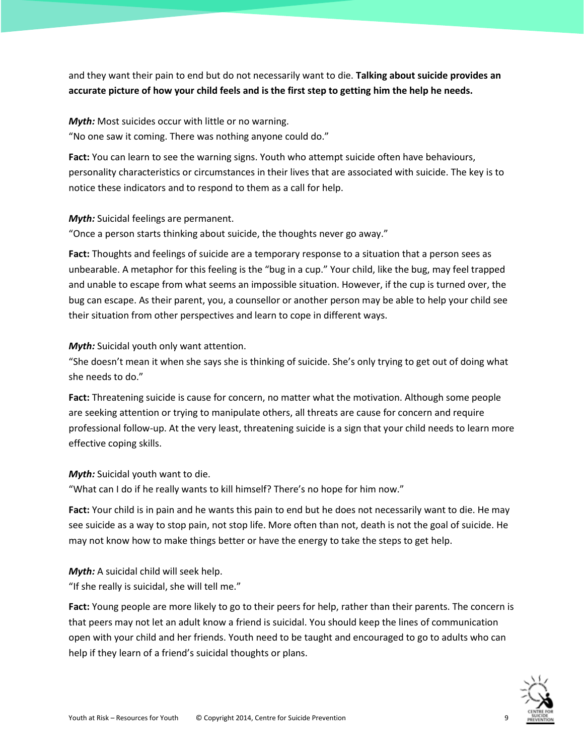and they want their pain to end but do not necessarily want to die. **Talking about suicide provides an accurate picture of how your child feels and is the first step to getting him the help he needs.**

***Myth:*** Most suicides occur with little or no warning.
"No one saw it coming. There was nothing anyone could do."

**Fact:** You can learn to see the warning signs. Youth who attempt suicide often have behaviours, personality characteristics or circumstances in their lives that are associated with suicide. The key is to notice these indicators and to respond to them as a call for help.

***Myth:*** Suicidal feelings are permanent.
"Once a person starts thinking about suicide, the thoughts never go away."

**Fact:** Thoughts and feelings of suicide are a temporary response to a situation that a person sees as unbearable. A metaphor for this feeling is the "bug in a cup." Your child, like the bug, may feel trapped and unable to escape from what seems an impossible situation. However, if the cup is turned over, the bug can escape. As their parent, you, a counsellor or another person may be able to help your child see their situation from other perspectives and learn to cope in different ways.

***Myth:*** Suicidal youth only want attention.
"She doesn't mean it when she says she is thinking of suicide. She's only trying to get out of doing what she needs to do."

**Fact:** Threatening suicide is cause for concern, no matter what the motivation. Although some people are seeking attention or trying to manipulate others, all threats are cause for concern and require professional follow-up. At the very least, threatening suicide is a sign that your child needs to learn more effective coping skills.

***Myth:*** Suicidal youth want to die.
"What can I do if he really wants to kill himself? There's no hope for him now."

**Fact:** Your child is in pain and he wants this pain to end but he does not necessarily want to die. He may see suicide as a way to stop pain, not stop life. More often than not, death is not the goal of suicide. He may not know how to make things better or have the energy to take the steps to get help.

***Myth:*** A suicidal child will seek help.
"If she really is suicidal, she will tell me."

**Fact:** Young people are more likely to go to their peers for help, rather than their parents. The concern is that peers may not let an adult know a friend is suicidal. You should keep the lines of communication open with your child and her friends. Youth need to be taught and encouraged to go to adults who can help if they learn of a friend's suicidal thoughts or plans.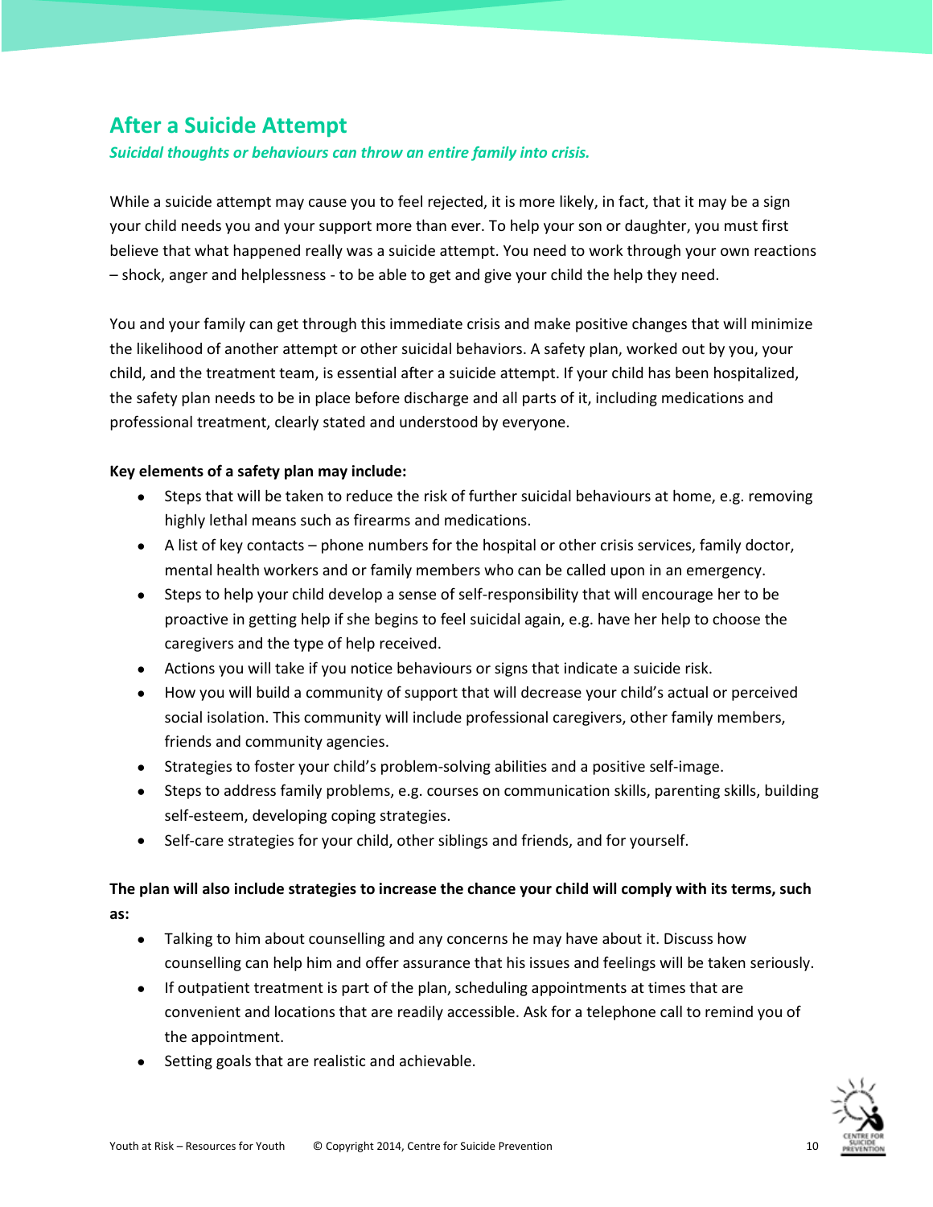## After a Suicide Attempt

***Suicidal thoughts or behaviours can throw an entire family into crisis.***

While a suicide attempt may cause you to feel rejected, it is more likely, in fact, that it may be a sign your child needs you and your support more than ever. To help your son or daughter, you must first believe that what happened really was a suicide attempt. You need to work through your own reactions – shock, anger and helplessness - to be able to get and give your child the help they need.

You and your family can get through this immediate crisis and make positive changes that will minimize the likelihood of another attempt or other suicidal behaviors. A safety plan, worked out by you, your child, and the treatment team, is essential after a suicide attempt. If your child has been hospitalized, the safety plan needs to be in place before discharge and all parts of it, including medications and professional treatment, clearly stated and understood by everyone.

**Key elements of a safety plan may include:**

- Steps that will be taken to reduce the risk of further suicidal behaviours at home, e.g. removing highly lethal means such as firearms and medications.
- A list of key contacts – phone numbers for the hospital or other crisis services, family doctor, mental health workers and or family members who can be called upon in an emergency.
- Steps to help your child develop a sense of self-responsibility that will encourage her to be proactive in getting help if she begins to feel suicidal again, e.g. have her help to choose the caregivers and the type of help received.
- Actions you will take if you notice behaviours or signs that indicate a suicide risk.
- How you will build a community of support that will decrease your child's actual or perceived social isolation. This community will include professional caregivers, other family members, friends and community agencies.
- Strategies to foster your child's problem-solving abilities and a positive self-image.
- Steps to address family problems, e.g. courses on communication skills, parenting skills, building self-esteem, developing coping strategies.
- Self-care strategies for your child, other siblings and friends, and for yourself.

**The plan will also include strategies to increase the chance your child will comply with its terms, such as:**

- Talking to him about counselling and any concerns he may have about it. Discuss how counselling can help him and offer assurance that his issues and feelings will be taken seriously.
- If outpatient treatment is part of the plan, scheduling appointments at times that are convenient and locations that are readily accessible. Ask for a telephone call to remind you of the appointment.
- Setting goals that are realistic and achievable.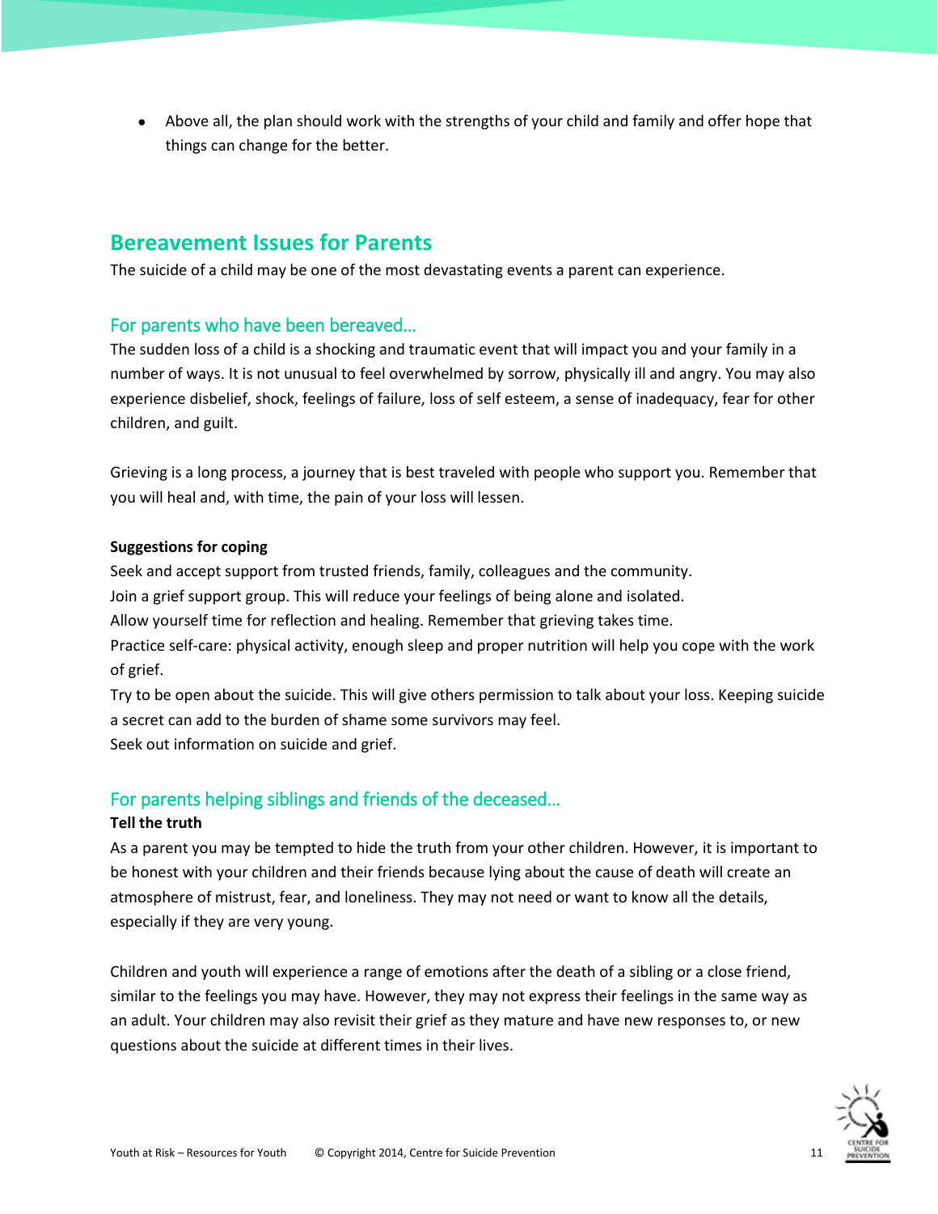- Above all, the plan should work with the strengths of your child and family and offer hope that things can change for the better.

## Bereavement Issues for Parents

The suicide of a child may be one of the most devastating events a parent can experience.

### For parents who have been bereaved…

The sudden loss of a child is a shocking and traumatic event that will impact you and your family in a number of ways. It is not unusual to feel overwhelmed by sorrow, physically ill and angry. You may also experience disbelief, shock, feelings of failure, loss of self esteem, a sense of inadequacy, fear for other children, and guilt.

Grieving is a long process, a journey that is best traveled with people who support you. Remember that you will heal and, with time, the pain of your loss will lessen.

**Suggestions for coping**

Seek and accept support from trusted friends, family, colleagues and the community.
Join a grief support group. This will reduce your feelings of being alone and isolated.
Allow yourself time for reflection and healing. Remember that grieving takes time.
Practice self-care: physical activity, enough sleep and proper nutrition will help you cope with the work of grief.
Try to be open about the suicide. This will give others permission to talk about your loss. Keeping suicide a secret can add to the burden of shame some survivors may feel.
Seek out information on suicide and grief.

### For parents helping siblings and friends of the deceased…

**Tell the truth**

As a parent you may be tempted to hide the truth from your other children. However, it is important to be honest with your children and their friends because lying about the cause of death will create an atmosphere of mistrust, fear, and loneliness. They may not need or want to know all the details, especially if they are very young.

Children and youth will experience a range of emotions after the death of a sibling or a close friend, similar to the feelings you may have. However, they may not express their feelings in the same way as an adult. Your children may also revisit their grief as they mature and have new responses to, or new questions about the suicide at different times in their lives.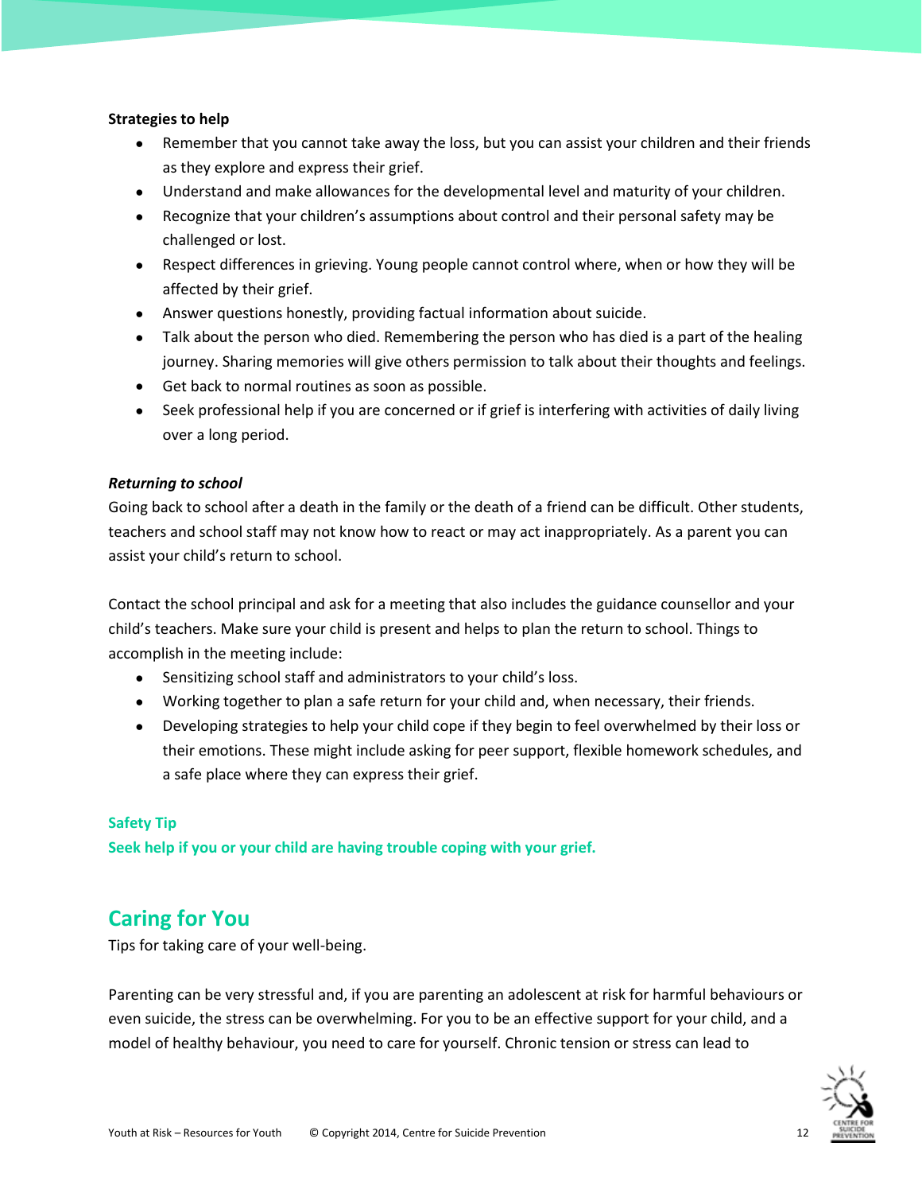**Strategies to help**

- Remember that you cannot take away the loss, but you can assist your children and their friends as they explore and express their grief.
- Understand and make allowances for the developmental level and maturity of your children.
- Recognize that your children's assumptions about control and their personal safety may be challenged or lost.
- Respect differences in grieving. Young people cannot control where, when or how they will be affected by their grief.
- Answer questions honestly, providing factual information about suicide.
- Talk about the person who died. Remembering the person who has died is a part of the healing journey. Sharing memories will give others permission to talk about their thoughts and feelings.
- Get back to normal routines as soon as possible.
- Seek professional help if you are concerned or if grief is interfering with activities of daily living over a long period.

***Returning to school***

Going back to school after a death in the family or the death of a friend can be difficult. Other students, teachers and school staff may not know how to react or may act inappropriately. As a parent you can assist your child's return to school.

Contact the school principal and ask for a meeting that also includes the guidance counsellor and your child's teachers. Make sure your child is present and helps to plan the return to school. Things to accomplish in the meeting include:

- Sensitizing school staff and administrators to your child's loss.
- Working together to plan a safe return for your child and, when necessary, their friends.
- Developing strategies to help your child cope if they begin to feel overwhelmed by their loss or their emotions. These might include asking for peer support, flexible homework schedules, and a safe place where they can express their grief.

**Safety Tip**
**Seek help if you or your child are having trouble coping with your grief.**

## Caring for You

Tips for taking care of your well-being.

Parenting can be very stressful and, if you are parenting an adolescent at risk for harmful behaviours or even suicide, the stress can be overwhelming. For you to be an effective support for your child, and a model of healthy behaviour, you need to care for yourself. Chronic tension or stress can lead to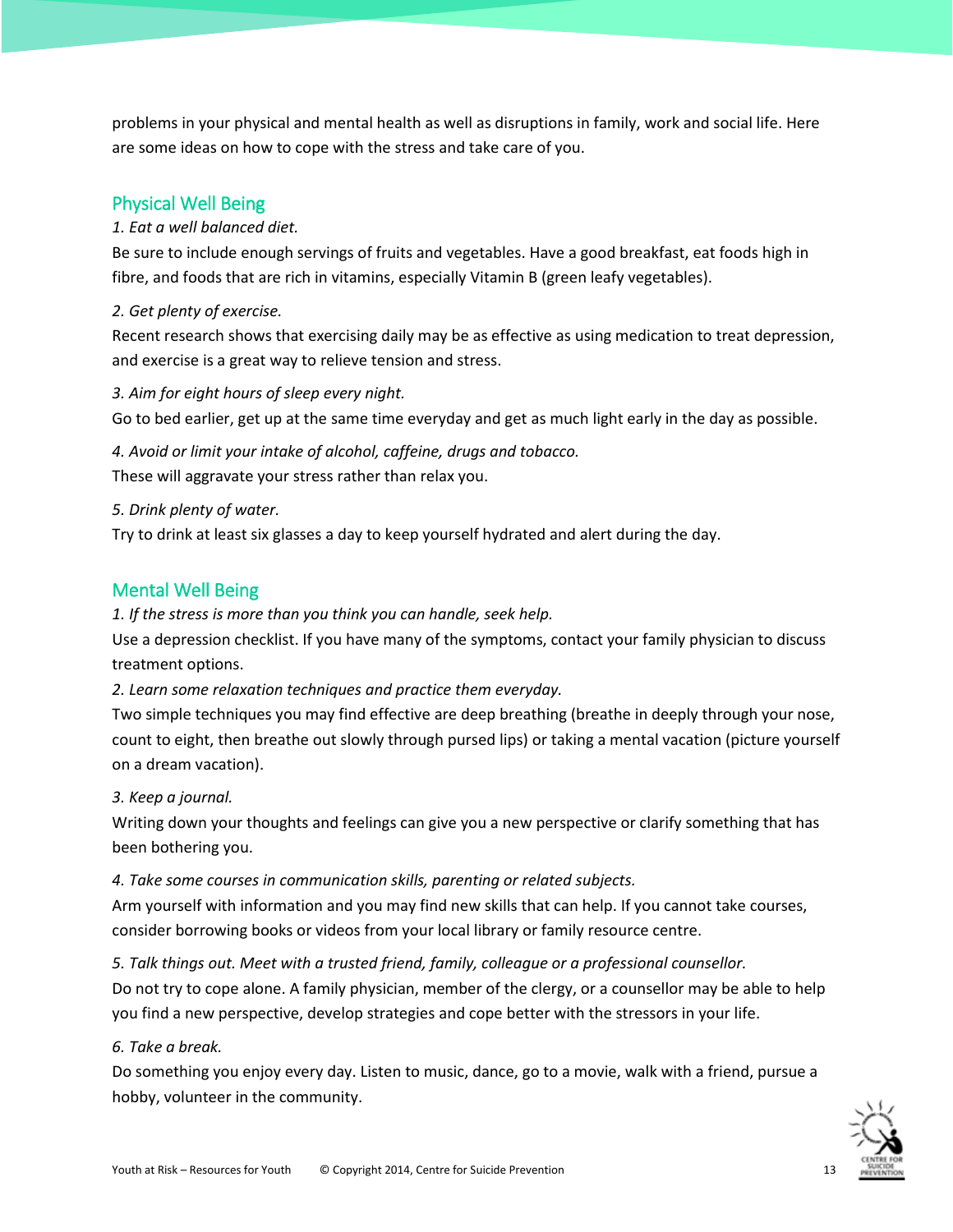problems in your physical and mental health as well as disruptions in family, work and social life. Here are some ideas on how to cope with the stress and take care of you.

## Physical Well Being

*1. Eat a well balanced diet.*

Be sure to include enough servings of fruits and vegetables. Have a good breakfast, eat foods high in fibre, and foods that are rich in vitamins, especially Vitamin B (green leafy vegetables).

*2. Get plenty of exercise.*

Recent research shows that exercising daily may be as effective as using medication to treat depression, and exercise is a great way to relieve tension and stress.

*3. Aim for eight hours of sleep every night.*

Go to bed earlier, get up at the same time everyday and get as much light early in the day as possible.

*4. Avoid or limit your intake of alcohol, caffeine, drugs and tobacco.*

These will aggravate your stress rather than relax you.

*5. Drink plenty of water.*

Try to drink at least six glasses a day to keep yourself hydrated and alert during the day.

## Mental Well Being

*1. If the stress is more than you think you can handle, seek help.*

Use a depression checklist. If you have many of the symptoms, contact your family physician to discuss treatment options.

*2. Learn some relaxation techniques and practice them everyday.*

Two simple techniques you may find effective are deep breathing (breathe in deeply through your nose, count to eight, then breathe out slowly through pursed lips) or taking a mental vacation (picture yourself on a dream vacation).

*3. Keep a journal.*

Writing down your thoughts and feelings can give you a new perspective or clarify something that has been bothering you.

*4. Take some courses in communication skills, parenting or related subjects.*

Arm yourself with information and you may find new skills that can help. If you cannot take courses, consider borrowing books or videos from your local library or family resource centre.

*5. Talk things out. Meet with a trusted friend, family, colleague or a professional counsellor.*

Do not try to cope alone. A family physician, member of the clergy, or a counsellor may be able to help you find a new perspective, develop strategies and cope better with the stressors in your life.

*6. Take a break.*

Do something you enjoy every day. Listen to music, dance, go to a movie, walk with a friend, pursue a hobby, volunteer in the community.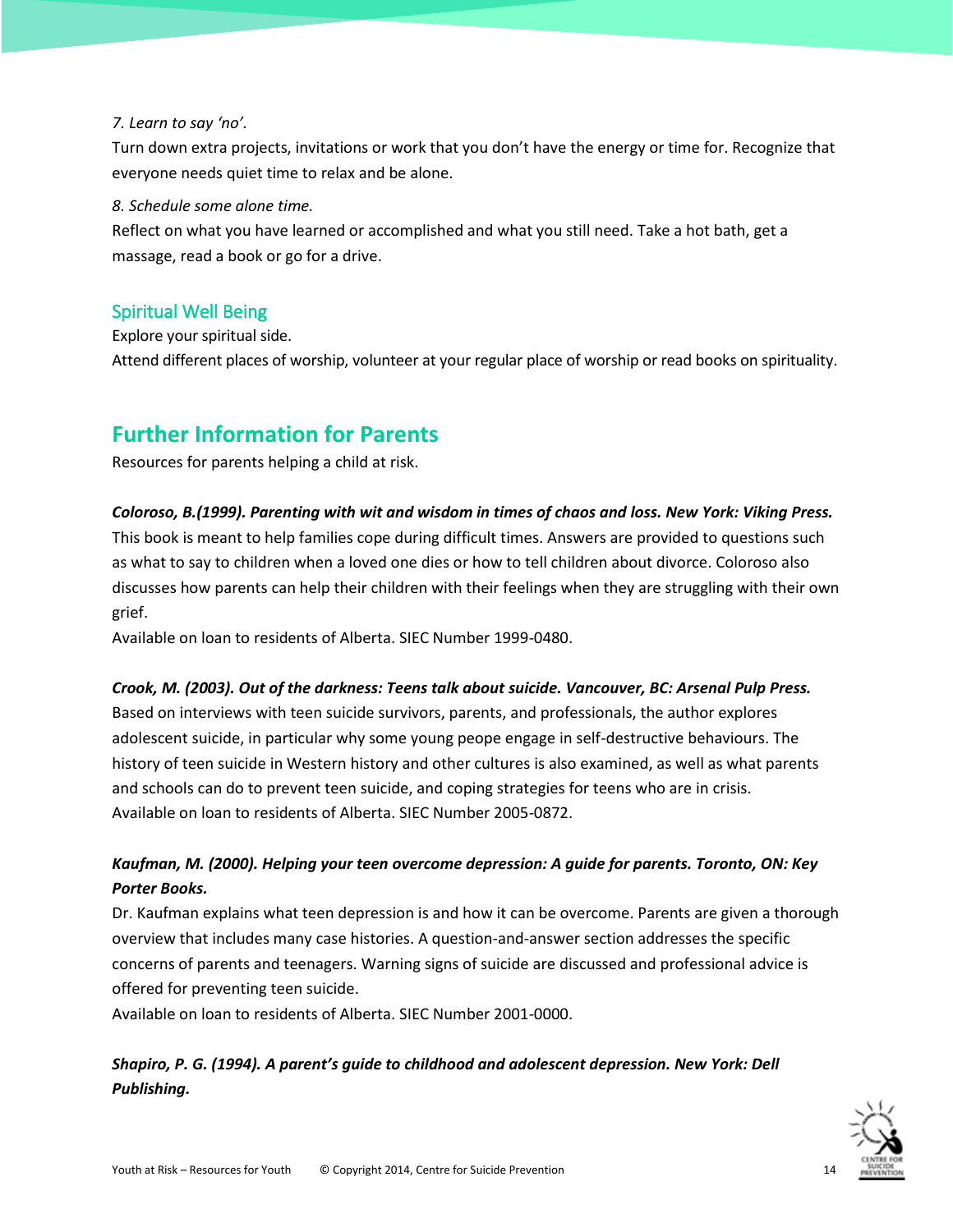*7. Learn to say 'no'.*

Turn down extra projects, invitations or work that you don't have the energy or time for. Recognize that everyone needs quiet time to relax and be alone.

*8. Schedule some alone time.*

Reflect on what you have learned or accomplished and what you still need. Take a hot bath, get a massage, read a book or go for a drive.

### Spiritual Well Being

Explore your spiritual side.

Attend different places of worship, volunteer at your regular place of worship or read books on spirituality.

## Further Information for Parents

Resources for parents helping a child at risk.

***Coloroso, B.(1999). Parenting with wit and wisdom in times of chaos and loss. New York: Viking Press.***

This book is meant to help families cope during difficult times. Answers are provided to questions such as what to say to children when a loved one dies or how to tell children about divorce. Coloroso also discusses how parents can help their children with their feelings when they are struggling with their own grief.

Available on loan to residents of Alberta. SIEC Number 1999-0480.

***Crook, M. (2003). Out of the darkness: Teens talk about suicide. Vancouver, BC: Arsenal Pulp Press.***

Based on interviews with teen suicide survivors, parents, and professionals, the author explores adolescent suicide, in particular why some young peope engage in self-destructive behaviours. The history of teen suicide in Western history and other cultures is also examined, as well as what parents and schools can do to prevent teen suicide, and coping strategies for teens who are in crisis.

Available on loan to residents of Alberta. SIEC Number 2005-0872.

***Kaufman, M. (2000). Helping your teen overcome depression: A guide for parents. Toronto, ON: Key Porter Books.***

Dr. Kaufman explains what teen depression is and how it can be overcome. Parents are given a thorough overview that includes many case histories. A question-and-answer section addresses the specific concerns of parents and teenagers. Warning signs of suicide are discussed and professional advice is offered for preventing teen suicide.

Available on loan to residents of Alberta. SIEC Number 2001-0000.

***Shapiro, P. G. (1994). A parent's guide to childhood and adolescent depression. New York: Dell Publishing.***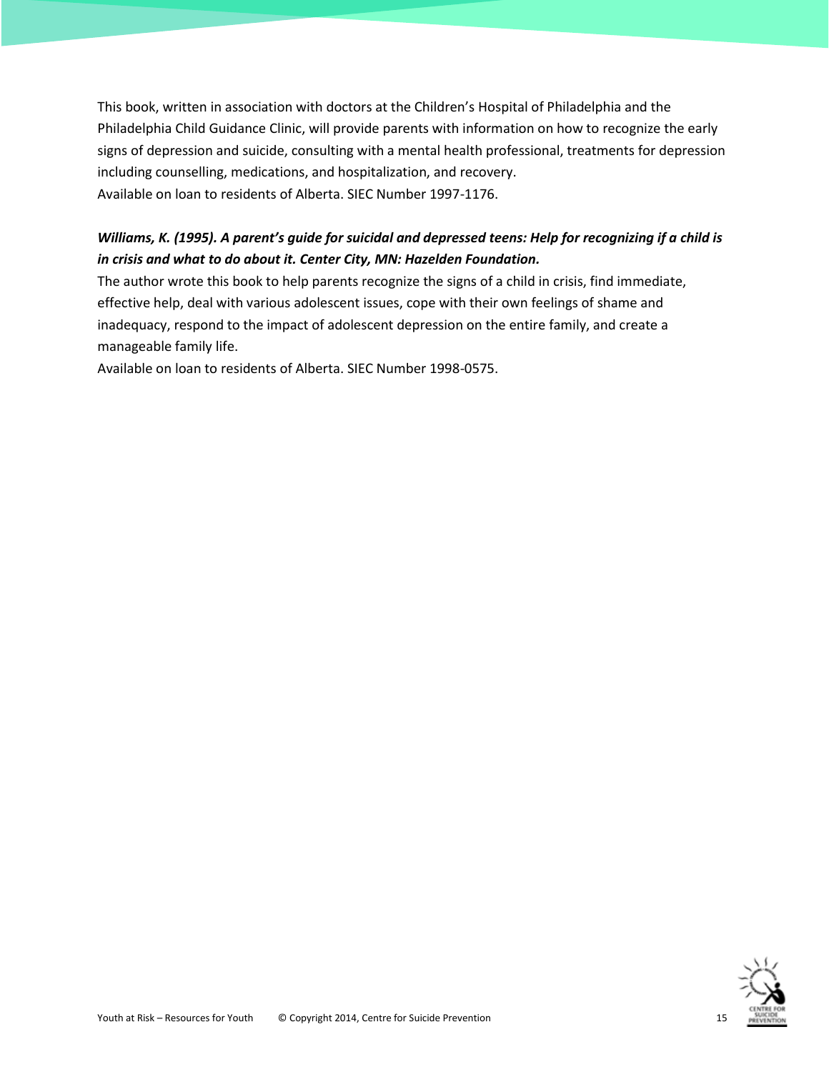This book, written in association with doctors at the Children's Hospital of Philadelphia and the Philadelphia Child Guidance Clinic, will provide parents with information on how to recognize the early signs of depression and suicide, consulting with a mental health professional, treatments for depression including counselling, medications, and hospitalization, and recovery.
Available on loan to residents of Alberta. SIEC Number 1997-1176.

***Williams, K. (1995). A parent's guide for suicidal and depressed teens: Help for recognizing if a child is in crisis and what to do about it. Center City, MN: Hazelden Foundation.***
The author wrote this book to help parents recognize the signs of a child in crisis, find immediate, effective help, deal with various adolescent issues, cope with their own feelings of shame and inadequacy, respond to the impact of adolescent depression on the entire family, and create a manageable family life.
Available on loan to residents of Alberta. SIEC Number 1998-0575.